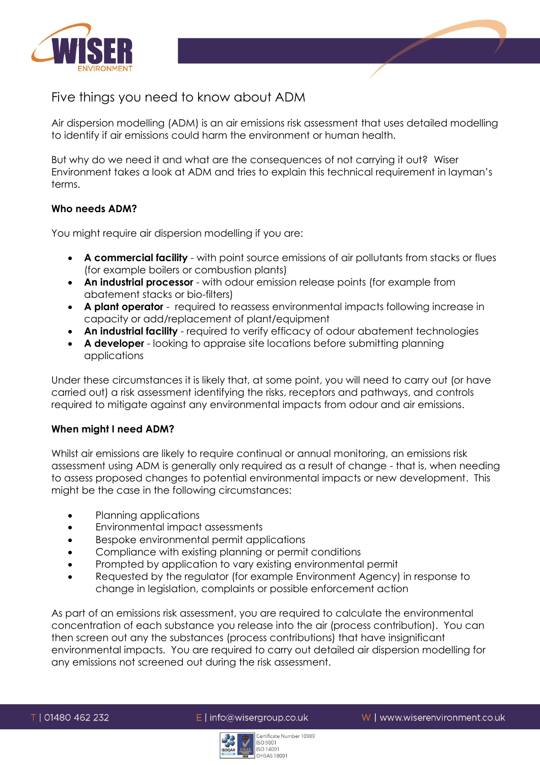# Five things you need to know about ADM

Air dispersion modelling (ADM) is an air emissions risk assessment that uses detailed modelling to identify if air emissions could harm the environment or human health.

But why do we need it and what are the consequences of not carrying it out? Wiser Environment takes a look at ADM and tries to explain this technical requirement in layman's terms.

**Who needs ADM?**

You might require air dispersion modelling if you are:

- **A commercial facility** - with point source emissions of air pollutants from stacks or flues (for example boilers or combustion plants)
- **An industrial processor** - with odour emission release points (for example from abatement stacks or bio-filters)
- **A plant operator** - required to reassess environmental impacts following increase in capacity or add/replacement of plant/equipment
- **An industrial facility** - required to verify efficacy of odour abatement technologies
- **A developer** - looking to appraise site locations before submitting planning applications

Under these circumstances it is likely that, at some point, you will need to carry out (or have carried out) a risk assessment identifying the risks, receptors and pathways, and controls required to mitigate against any environmental impacts from odour and air emissions.

**When might I need ADM?**

Whilst air emissions are likely to require continual or annual monitoring, an emissions risk assessment using ADM is generally only required as a result of change - that is, when needing to assess proposed changes to potential environmental impacts or new development. This might be the case in the following circumstances:

- Planning applications
- Environmental impact assessments
- Bespoke environmental permit applications
- Compliance with existing planning or permit conditions
- Prompted by application to vary existing environmental permit
- Requested by the regulator (for example Environment Agency) in response to change in legislation, complaints or possible enforcement action

As part of an emissions risk assessment, you are required to calculate the environmental concentration of each substance you release into the air (process contribution). You can then screen out any the substances (process contributions) that have insignificant environmental impacts. You are required to carry out detailed air dispersion modelling for any emissions not screened out during the risk assessment.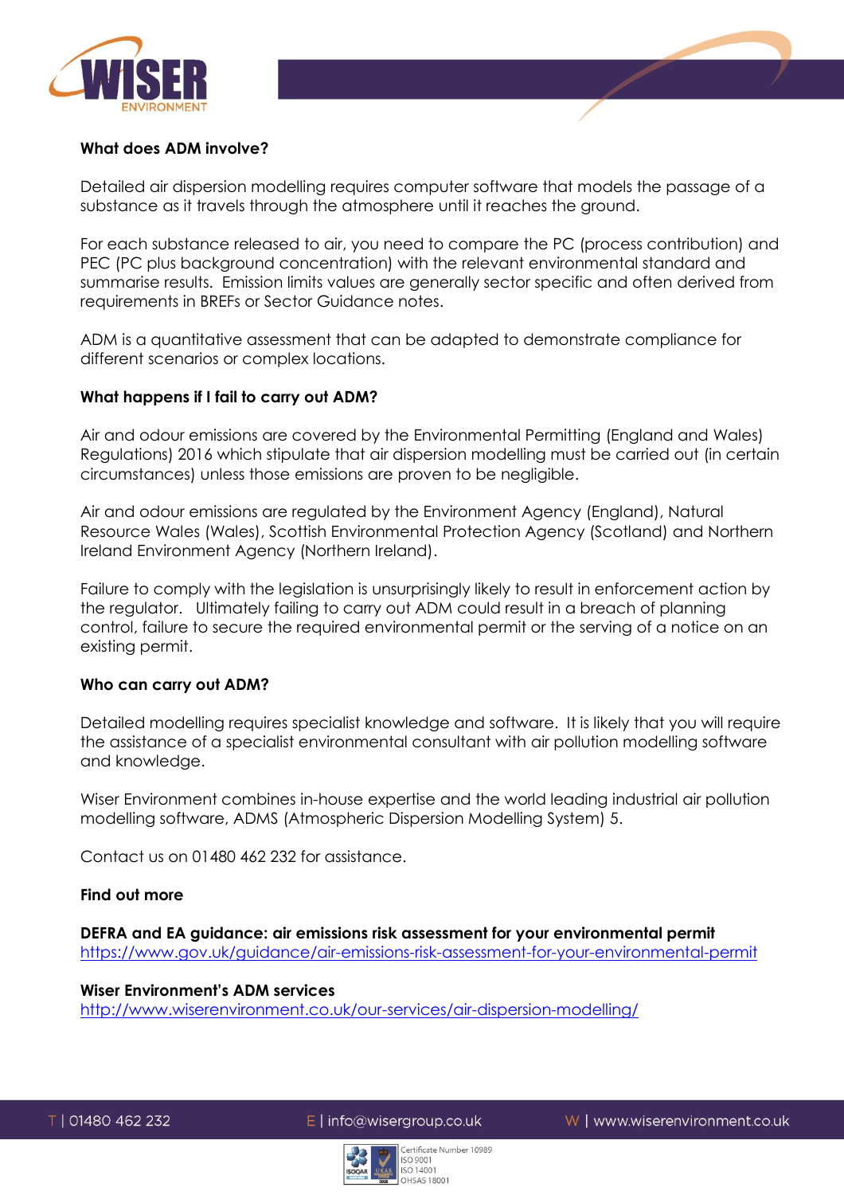**What does ADM involve?**

Detailed air dispersion modelling requires computer software that models the passage of a substance as it travels through the atmosphere until it reaches the ground.

For each substance released to air, you need to compare the PC (process contribution) and PEC (PC plus background concentration) with the relevant environmental standard and summarise results. Emission limits values are generally sector specific and often derived from requirements in BREFs or Sector Guidance notes.

ADM is a quantitative assessment that can be adapted to demonstrate compliance for different scenarios or complex locations.

**What happens if I fail to carry out ADM?**

Air and odour emissions are covered by the Environmental Permitting (England and Wales) Regulations) 2016 which stipulate that air dispersion modelling must be carried out (in certain circumstances) unless those emissions are proven to be negligible.

Air and odour emissions are regulated by the Environment Agency (England), Natural Resource Wales (Wales), Scottish Environmental Protection Agency (Scotland) and Northern Ireland Environment Agency (Northern Ireland).

Failure to comply with the legislation is unsurprisingly likely to result in enforcement action by the regulator. Ultimately failing to carry out ADM could result in a breach of planning control, failure to secure the required environmental permit or the serving of a notice on an existing permit.

**Who can carry out ADM?**

Detailed modelling requires specialist knowledge and software. It is likely that you will require the assistance of a specialist environmental consultant with air pollution modelling software and knowledge.

Wiser Environment combines in-house expertise and the world leading industrial air pollution modelling software, ADMS (Atmospheric Dispersion Modelling System) 5.

Contact us on 01480 462 232 for assistance.

**Find out more**

**DEFRA and EA guidance: air emissions risk assessment for your environmental permit**
https://www.gov.uk/guidance/air-emissions-risk-assessment-for-your-environmental-permit

**Wiser Environment's ADM services**
http://www.wiserenvironment.co.uk/our-services/air-dispersion-modelling/